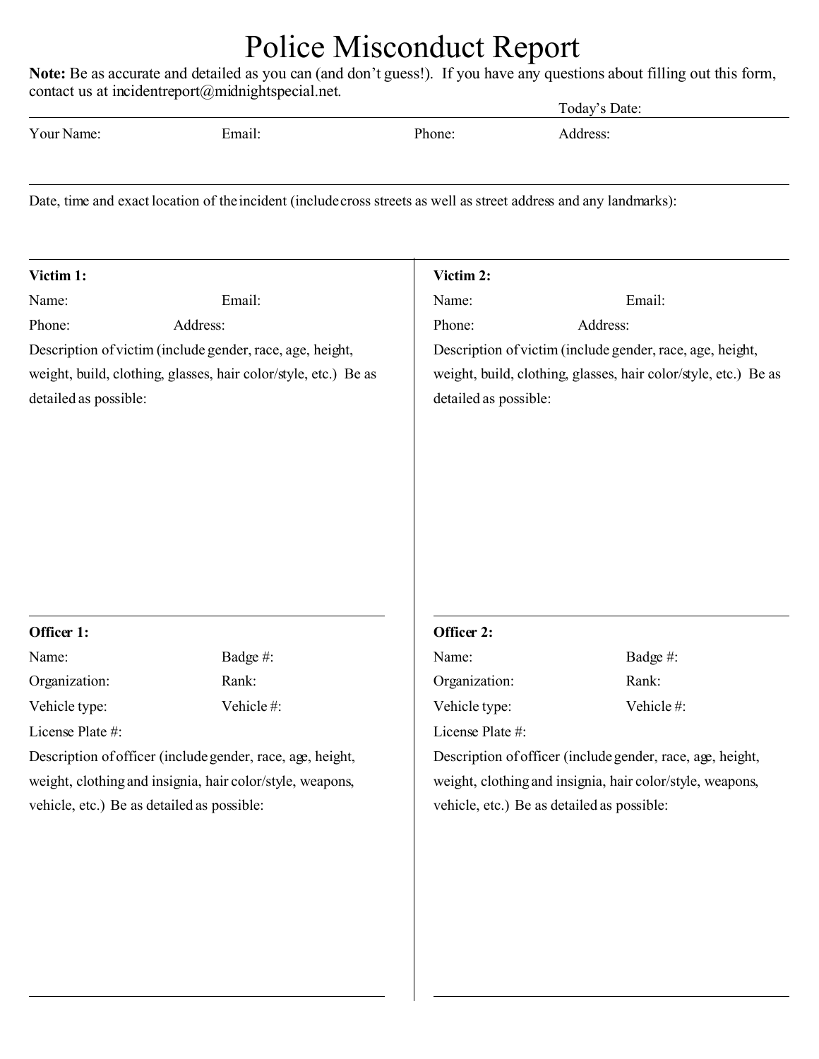# Police Misconduct Report

**Note:** Be as accurate and detailed as you can (and don't guess!). If you have any questions about filling out this form, contact us at incidentreport@midnightspecial.net.

Today's Date:

Your Name: Email: Phone: Address:

---

Date, time and exact location of the incident (include cross streets as well as street address and any landmarks):

---

**Victim 1:**

Name: Email:

Phone: Address:

Description of victim (include gender, race, age, height, weight, build, clothing, glasses, hair color/style, etc.) Be as detailed as possible:

---

**Victim 2:**

Name: Email:

Phone: Address:

Description of victim (include gender, race, age, height, weight, build, clothing, glasses, hair color/style, etc.) Be as detailed as possible:

---

**Officer 1:**

Name: Badge #:

Organization: Rank:

Vehicle type: Vehicle #:

License Plate #:

Description of officer (include gender, race, age, height, weight, clothing and insignia, hair color/style, weapons, vehicle, etc.) Be as detailed as possible:

---

**Officer 2:**

Name: Badge #:

Organization: Rank:

Vehicle type: Vehicle #:

License Plate #:

Description of officer (include gender, race, age, height, weight, clothing and insignia, hair color/style, weapons, vehicle, etc.) Be as detailed as possible: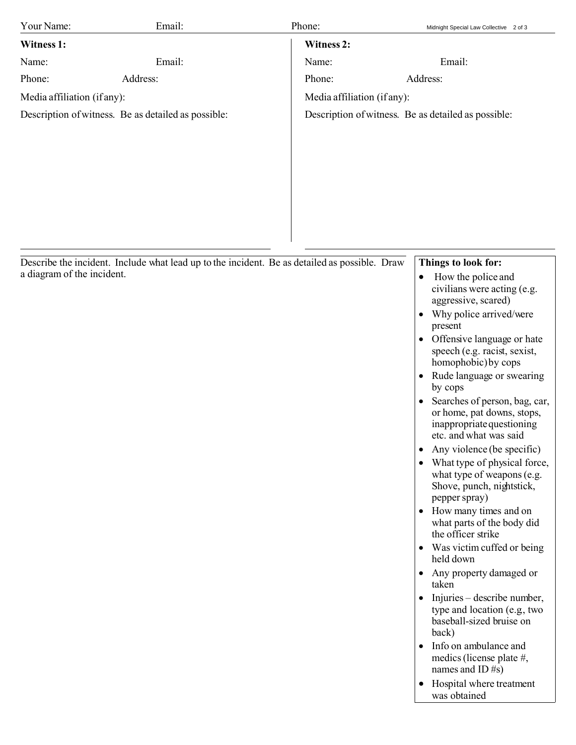Your Name: Email: Phone:

**Witness 1:**

Name: Email:

Phone: Address:

Media affiliation (if any):

Description of witness. Be as detailed as possible:

**Witness 2:**

Name: Email:

Phone: Address:

Media affiliation (if any):

Description of witness. Be as detailed as possible:

Describe the incident. Include what lead up to the incident. Be as detailed as possible. Draw a diagram of the incident.

**Things to look for:**

- How the police and civilians were acting (e.g. aggressive, scared)
- Why police arrived/were present
- Offensive language or hate speech (e.g. racist, sexist, homophobic) by cops
- Rude language or swearing by cops
- Searches of person, bag, car, or home, pat downs, stops, inappropriate questioning etc. and what was said
- Any violence (be specific)
- What type of physical force, what type of weapons (e.g. Shove, punch, nightstick, pepper spray)
- How many times and on what parts of the body did the officer strike
- Was victim cuffed or being held down
- Any property damaged or taken
- Injuries – describe number, type and location (e.g, two baseball-sized bruise on back)
- Info on ambulance and medics (license plate #, names and ID #s)
- Hospital where treatment was obtained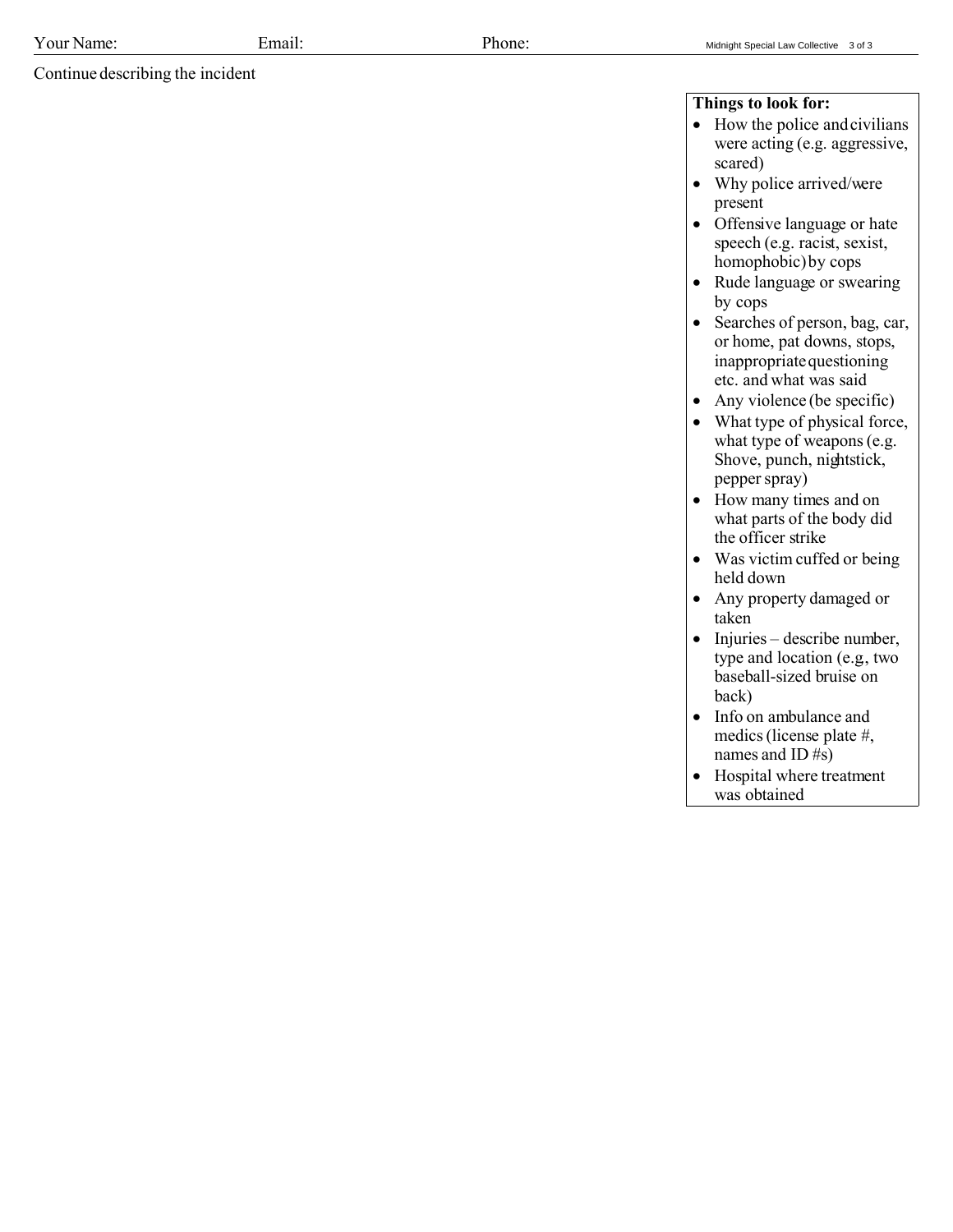Your Name: Email: Phone:

Continue describing the incident

**Things to look for:**

- How the police and civilians were acting (e.g. aggressive, scared)
- Why police arrived/were present
- Offensive language or hate speech (e.g. racist, sexist, homophobic) by cops
- Rude language or swearing by cops
- Searches of person, bag, car, or home, pat downs, stops, inappropriate questioning etc. and what was said
- Any violence (be specific)
- What type of physical force, what type of weapons (e.g. Shove, punch, nightstick, pepper spray)
- How many times and on what parts of the body did the officer strike
- Was victim cuffed or being held down
- Any property damaged or taken
- Injuries – describe number, type and location (e.g, two baseball-sized bruise on back)
- Info on ambulance and medics (license plate #, names and ID #s)
- Hospital where treatment was obtained